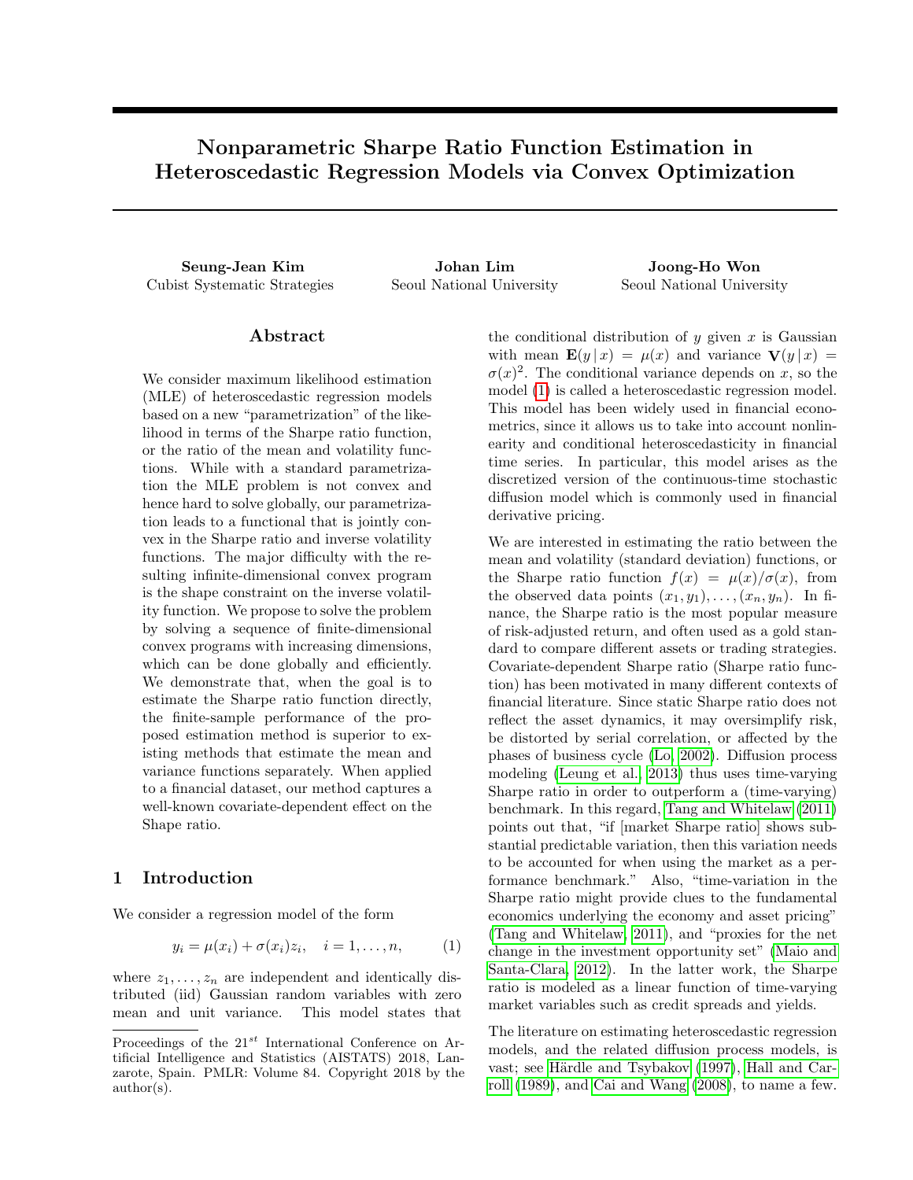# Nonparametric Sharpe Ratio Function Estimation in Heteroscedastic Regression Models via Convex Optimization

**Seung-Jean Kim**
Cubist Systematic Strategies

**Johan Lim**
Seoul National University

**Joong-Ho Won**
Seoul National University

## Abstract

We consider maximum likelihood estimation (MLE) of heteroscedastic regression models based on a new "parametrization" of the likelihood in terms of the Sharpe ratio function, or the ratio of the mean and volatility functions. While with a standard parametrization the MLE problem is not convex and hence hard to solve globally, our parametrization leads to a functional that is jointly convex in the Sharpe ratio and inverse volatility functions. The major difficulty with the resulting infinite-dimensional convex program is the shape constraint on the inverse volatility function. We propose to solve the problem by solving a sequence of finite-dimensional convex programs with increasing dimensions, which can be done globally and efficiently. We demonstrate that, when the goal is to estimate the Sharpe ratio function directly, the finite-sample performance of the proposed estimation method is superior to existing methods that estimate the mean and variance functions separately. When applied to a financial dataset, our method captures a well-known covariate-dependent effect on the Shape ratio.

## 1 Introduction

We consider a regression model of the form

$$y_i = \mu(x_i) + \sigma(x_i) z_i, \quad i = 1, \ldots, n, \tag{1}$$

where $z_1, \ldots, z_n$ are independent and identically distributed (iid) Gaussian random variables with zero mean and unit variance. This model states that the conditional distribution of $y$ given $x$ is Gaussian with mean $\mathbf{E}(y \,|\, x) = \mu(x)$ and variance $\mathbf{V}(y \,|\, x) = \sigma(x)^2$. The conditional variance depends on $x$, so the model (1) is called a heteroscedastic regression model. This model has been widely used in financial econometrics, since it allows us to take into account nonlinearity and conditional heteroscedasticity in financial time series. In particular, this model arises as the discretized version of the continuous-time stochastic diffusion model which is commonly used in financial derivative pricing.

We are interested in estimating the ratio between the mean and volatility (standard deviation) functions, or the Sharpe ratio function $f(x) = \mu(x)/\sigma(x)$, from the observed data points $(x_1, y_1), \ldots, (x_n, y_n)$. In finance, the Sharpe ratio is the most popular measure of risk-adjusted return, and often used as a gold standard to compare different assets or trading strategies. Covariate-dependent Sharpe ratio (Sharpe ratio function) has been motivated in many different contexts of financial literature. Since static Sharpe ratio does not reflect the asset dynamics, it may oversimplify risk, be distorted by serial correlation, or affected by the phases of business cycle (Lo, 2002). Diffusion process modeling (Leung et al., 2013) thus uses time-varying Sharpe ratio in order to outperform a (time-varying) benchmark. In this regard, Tang and Whitelaw (2011) points out that, "if [market Sharpe ratio] shows substantial predictable variation, then this variation needs to be accounted for when using the market as a performance benchmark." Also, "time-variation in the Sharpe ratio might provide clues to the fundamental economics underlying the economy and asset pricing" (Tang and Whitelaw, 2011), and "proxies for the net change in the investment opportunity set" (Maio and Santa-Clara, 2012). In the latter work, the Sharpe ratio is modeled as a linear function of time-varying market variables such as credit spreads and yields.

The literature on estimating heteroscedastic regression models, and the related diffusion process models, is vast; see Härdle and Tsybakov (1997), Hall and Carroll (1989), and Cai and Wang (2008), to name a few.

Proceedings of the 21[st] International Conference on Artificial Intelligence and Statistics (AISTATS) 2018, Lanzarote, Spain. PMLR: Volume 84. Copyright 2018 by the author(s).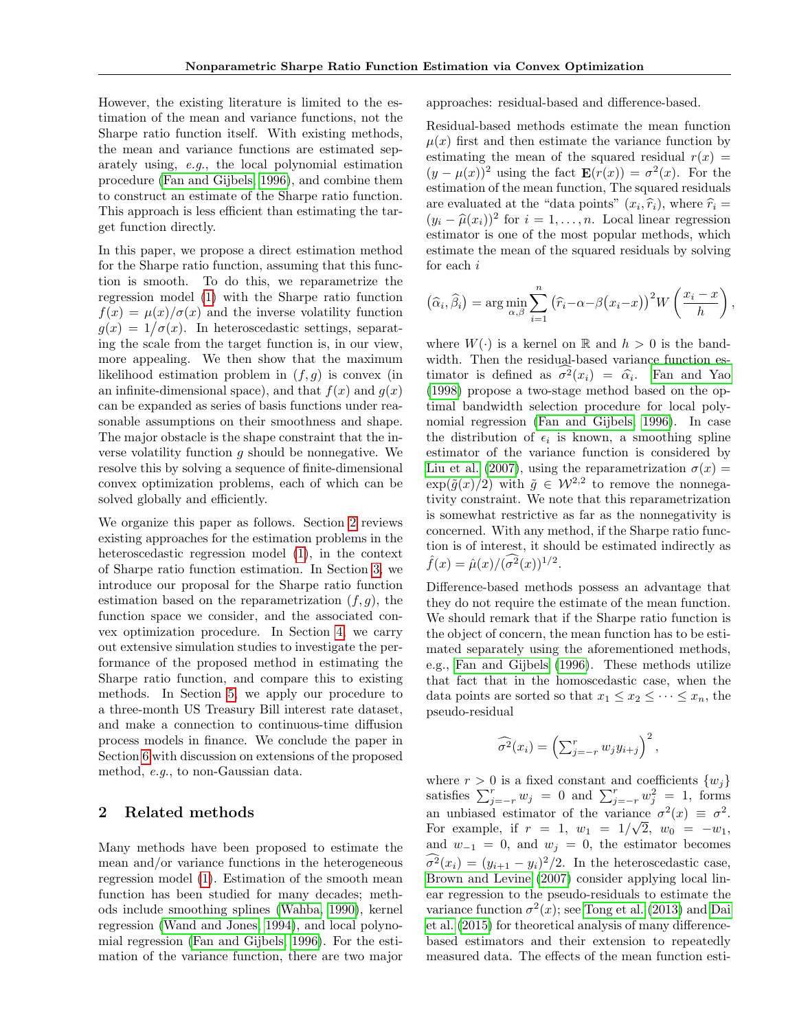However, the existing literature is limited to the estimation of the mean and variance functions, not the Sharpe ratio function itself. With existing methods, the mean and variance functions are estimated separately using, *e.g.*, the local polynomial estimation procedure (Fan and Gijbels, 1996), and combine them to construct an estimate of the Sharpe ratio function. This approach is less efficient than estimating the target function directly.

In this paper, we propose a direct estimation method for the Sharpe ratio function, assuming that this function is smooth. To do this, we reparametrize the regression model (1) with the Sharpe ratio function $f(x) = \mu(x)/\sigma(x)$ and the inverse volatility function $g(x) = 1/\sigma(x)$. In heteroscedastic settings, separating the scale from the target function is, in our view, more appealing. We then show that the maximum likelihood estimation problem in $(f, g)$ is convex (in an infinite-dimensional space), and that $f(x)$ and $g(x)$ can be expanded as series of basis functions under reasonable assumptions on their smoothness and shape. The major obstacle is the shape constraint that the inverse volatility function $g$ should be nonnegative. We resolve this by solving a sequence of finite-dimensional convex optimization problems, each of which can be solved globally and efficiently.

We organize this paper as follows. Section 2 reviews existing approaches for the estimation problems in the heteroscedastic regression model (1), in the context of Sharpe ratio function estimation. In Section 3, we introduce our proposal for the Sharpe ratio function estimation based on the reparametrization $(f, g)$, the function space we consider, and the associated convex optimization procedure. In Section 4, we carry out extensive simulation studies to investigate the performance of the proposed method in estimating the Sharpe ratio function, and compare this to existing methods. In Section 5, we apply our procedure to a three-month US Treasury Bill interest rate dataset, and make a connection to continuous-time diffusion process models in finance. We conclude the paper in Section 6 with discussion on extensions of the proposed method, *e.g.*, to non-Gaussian data.

## 2 Related methods

Many methods have been proposed to estimate the mean and/or variance functions in the heterogeneous regression model (1). Estimation of the smooth mean function has been studied for many decades; methods include smoothing splines (Wahba, 1990), kernel regression (Wand and Jones, 1994), and local polynomial regression (Fan and Gijbels, 1996). For the estimation of the variance function, there are two major approaches: residual-based and difference-based.

Residual-based methods estimate the mean function $\mu(x)$ first and then estimate the variance function by estimating the mean of the squared residual $r(x) = (y - \mu(x))^2$ using the fact $\mathbf{E}(r(x)) = \sigma^2(x)$. For the estimation of the mean function, The squared residuals are evaluated at the "data points" $(x_i, \widehat{r}_i)$, where $\widehat{r}_i = (y_i - \widehat{\mu}(x_i))^2$ for $i = 1, \ldots, n$. Local linear regression estimator is one of the most popular methods, which estimate the mean of the squared residuals by solving for each $i$

$$(\widehat{\alpha}_i, \widehat{\beta}_i) = \arg\min_{\alpha,\beta} \sum_{i=1}^{n} \big(\widehat{r}_i - \alpha - \beta(x_i - x)\big)^2 W\left(\frac{x_i - x}{h}\right),$$

where $W(\cdot)$ is a kernel on $\mathbb{R}$ and $h > 0$ is the bandwidth. Then the residual-based variance function estimator is defined as $\widehat{\sigma^2}(x_i) = \widehat{\alpha}_i$. Fan and Yao (1998) propose a two-stage method based on the optimal bandwidth selection procedure for local polynomial regression (Fan and Gijbels, 1996). In case the distribution of $\epsilon_i$ is known, a smoothing spline estimator of the variance function is considered by Liu et al. (2007), using the reparametrization $\sigma(x) = \exp(\tilde{g}(x)/2)$ with $\tilde{g} \in \mathcal{W}^{2,2}$ to remove the nonnegativity constraint. We note that this reparametrization is somewhat restrictive as far as the nonnegativity is concerned. With any method, if the Sharpe ratio function is of interest, it should be estimated indirectly as $\hat{f}(x) = \hat{\mu}(x)/(\widehat{\sigma^2}(x))^{1/2}$.

Difference-based methods possess an advantage that they do not require the estimate of the mean function. We should remark that if the Sharpe ratio function is the object of concern, the mean function has to be estimated separately using the aforementioned methods, e.g., Fan and Gijbels (1996). These methods utilize that fact that in the homoscedastic case, when the data points are sorted so that $x_1 \leq x_2 \leq \cdots \leq x_n$, the pseudo-residual

$$\widehat{\sigma^2}(x_i) = \left(\textstyle\sum_{j=-r}^{r} w_j y_{i+j}\right)^2,$$

where $r > 0$ is a fixed constant and coefficients $\{w_j\}$ satisfies $\sum_{j=-r}^{r} w_j = 0$ and $\sum_{j=-r}^{r} w_j^2 = 1$, forms an unbiased estimator of the variance $\sigma^2(x) \equiv \sigma^2$. For example, if $r = 1$, $w_1 = 1/\sqrt{2}$, $w_0 = -w_1$, and $w_{-1} = 0$, and $w_j = 0$, the estimator becomes $\widehat{\sigma^2}(x_i) = (y_{i+1} - y_i)^2/2$. In the heteroscedastic case, Brown and Levine (2007) consider applying local linear regression to the pseudo-residuals to estimate the variance function $\sigma^2(x)$; see Tong et al. (2013) and Dai et al. (2015) for theoretical analysis of many difference-based estimators and their extension to repeatedly measured data. The effects of the mean function esti-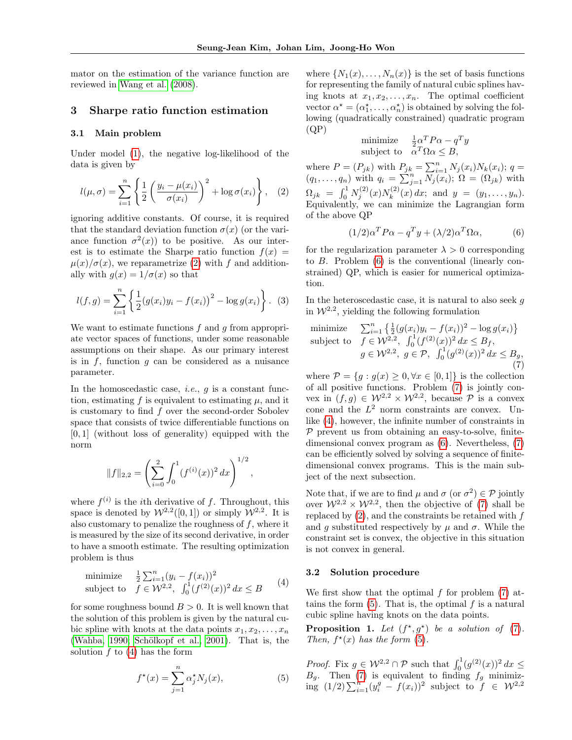mator on the estimation of the variance function are reviewed in Wang et al. (2008).

## 3 Sharpe ratio function estimation

### 3.1 Main problem

Under model (1), the negative log-likelihood of the data is given by

$$l(\mu, \sigma) = \sum_{i=1}^{n} \left\{ \frac{1}{2} \left( \frac{y_i - \mu(x_i)}{\sigma(x_i)} \right)^2 + \log \sigma(x_i) \right\}, \quad (2)$$

ignoring additive constants. Of course, it is required that the standard deviation function $\sigma(x)$ (or the variance function $\sigma^2(x)$) to be positive. As our interest is to estimate the Sharpe ratio function $f(x) = \mu(x)/\sigma(x)$, we reparametrize (2) with $f$ and additionally with $g(x) = 1/\sigma(x)$ so that

$$l(f, g) = \sum_{i=1}^{n} \left\{ \frac{1}{2} \left( g(x_i) y_i - f(x_i) \right)^2 - \log g(x_i) \right\}. \quad (3)$$

We want to estimate functions $f$ and $g$ from appropriate vector spaces of functions, under some reasonable assumptions on their shape. As our primary interest is in $f$, function $g$ can be considered as a nuisance parameter.

In the homoscedastic case, *i.e.*, $g$ is a constant function, estimating $f$ is equivalent to estimating $\mu$, and it is customary to find $f$ over the second-order Sobolev space that consists of twice differentiable functions on $[0, 1]$ (without loss of generality) equipped with the norm

$$\|f\|_{2,2} = \left( \sum_{i=0}^{2} \int_0^1 (f^{(i)}(x))^2 \, dx \right)^{1/2},$$

where $f^{(i)}$ is the $i$th derivative of $f$. Throughout, this space is denoted by $\mathcal{W}^{2,2}([0, 1])$ or simply $\mathcal{W}^{2,2}$. It is also customary to penalize the roughness of $f$, where it is measured by the size of its second derivative, in order to have a smooth estimate. The resulting optimization problem is thus

$$\begin{array}{ll} \text{minimize} & \frac{1}{2} \sum_{i=1}^{n} (y_i - f(x_i))^2 \\ \text{subject to} & f \in \mathcal{W}^{2,2}, \ \int_0^1 (f^{(2)}(x))^2 \, dx \le B \end{array} \quad (4)$$

for some roughness bound $B > 0$. It is well known that the solution of this problem is given by the natural cubic spline with knots at the data points $x_1, x_2, \ldots, x_n$ (Wahba, 1990; Schölkopf et al., 2001). That is, the solution $f$ to (4) has the form

$$f^\star(x) = \sum_{j=1}^{n} \alpha_j^\star N_j(x), \quad (5)$$

where $\{N_1(x), \ldots, N_n(x)\}$ is the set of basis functions for representing the family of natural cubic splines having knots at $x_1, x_2, \ldots, x_n$. The optimal coefficient vector $\alpha^\star = (\alpha_1^\star, \ldots, \alpha_n^\star)$ is obtained by solving the following (quadratically constrained) quadratic program (QP)

$$\begin{array}{ll} \text{minimize} & \frac{1}{2} \alpha^T P \alpha - q^T y \\ \text{subject to} & \alpha^T \Omega \alpha \le B, \end{array}$$

where $P = (P_{jk})$ with $P_{jk} = \sum_{i=1}^{n} N_j(x_i) N_k(x_i)$; $q = (q_1, \ldots, q_n)$ with $q_i = \sum_{j=1}^{n} N_j(x_i)$; $\Omega = (\Omega_{jk})$ with $\Omega_{jk} = \int_0^1 N_j^{(2)}(x) N_k^{(2)}(x) \, dx$; and $y = (y_1, \ldots, y_n)$. Equivalently, we can minimize the Lagrangian form of the above QP

$$(1/2) \alpha^T P \alpha - q^T y + (\lambda/2) \alpha^T \Omega \alpha, \quad (6)$$

for the regularization parameter $\lambda > 0$ corresponding to $B$. Problem (6) is the conventional (linearly constrained) QP, which is easier for numerical optimization.

In the heteroscedastic case, it is natural to also seek $g$ in $\mathcal{W}^{2,2}$, yielding the following formulation

$$\begin{array}{ll} \text{minimize} & \sum_{i=1}^{n} \left\{ \frac{1}{2} (g(x_i) y_i - f(x_i))^2 - \log g(x_i) \right\} \\ \text{subject to} & f \in \mathcal{W}^{2,2}, \ \int_0^1 (f^{(2)}(x))^2 \, dx \le B_f, \\ & g \in \mathcal{W}^{2,2}, \ g \in \mathcal{P}, \ \int_0^1 (g^{(2)}(x))^2 \, dx \le B_g, \end{array} \quad (7)$$

where $\mathcal{P} = \{g : g(x) \ge 0, \forall x \in [0, 1]\}$ is the collection of all positive functions. Problem (7) is jointly convex in $(f, g) \in \mathcal{W}^{2,2} \times \mathcal{W}^{2,2}$, because $\mathcal{P}$ is a convex cone and the $L^2$ norm constraints are convex. Unlike (4), however, the infinite number of constraints in $\mathcal{P}$ prevent us from obtaining an easy-to-solve, finite-dimensional convex program as (6). Nevertheless, (7) can be efficiently solved by solving a sequence of finite-dimensional convex programs. This is the main subject of the next subsection.

Note that, if we are to find $\mu$ and $\sigma$ (or $\sigma^2$) $\in \mathcal{P}$ jointly over $\mathcal{W}^{2,2} \times \mathcal{W}^{2,2}$, then the objective of (7) shall be replaced by (2), and the constraints be retained with $f$ and $g$ substituted respectively by $\mu$ and $\sigma$. While the constraint set is convex, the objective in this situation is not convex in general.

### 3.2 Solution procedure

We first show that the optimal $f$ for problem (7) attains the form (5). That is, the optimal $f$ is a natural cubic spline having knots on the data points.

**Proposition 1.** *Let $(f^\star, g^\star)$ be a solution of (7). Then, $f^\star(x)$ has the form (5).*

*Proof.* Fix $g \in \mathcal{W}^{2,2} \cap \mathcal{P}$ such that $\int_0^1 (g^{(2)}(x))^2 \, dx \le B_g$. Then (7) is equivalent to finding $f_g$ minimizing $(1/2) \sum_{i=1}^{n} (y_i^g - f(x_i))^2$ subject to $f \in \mathcal{W}^{2,2}$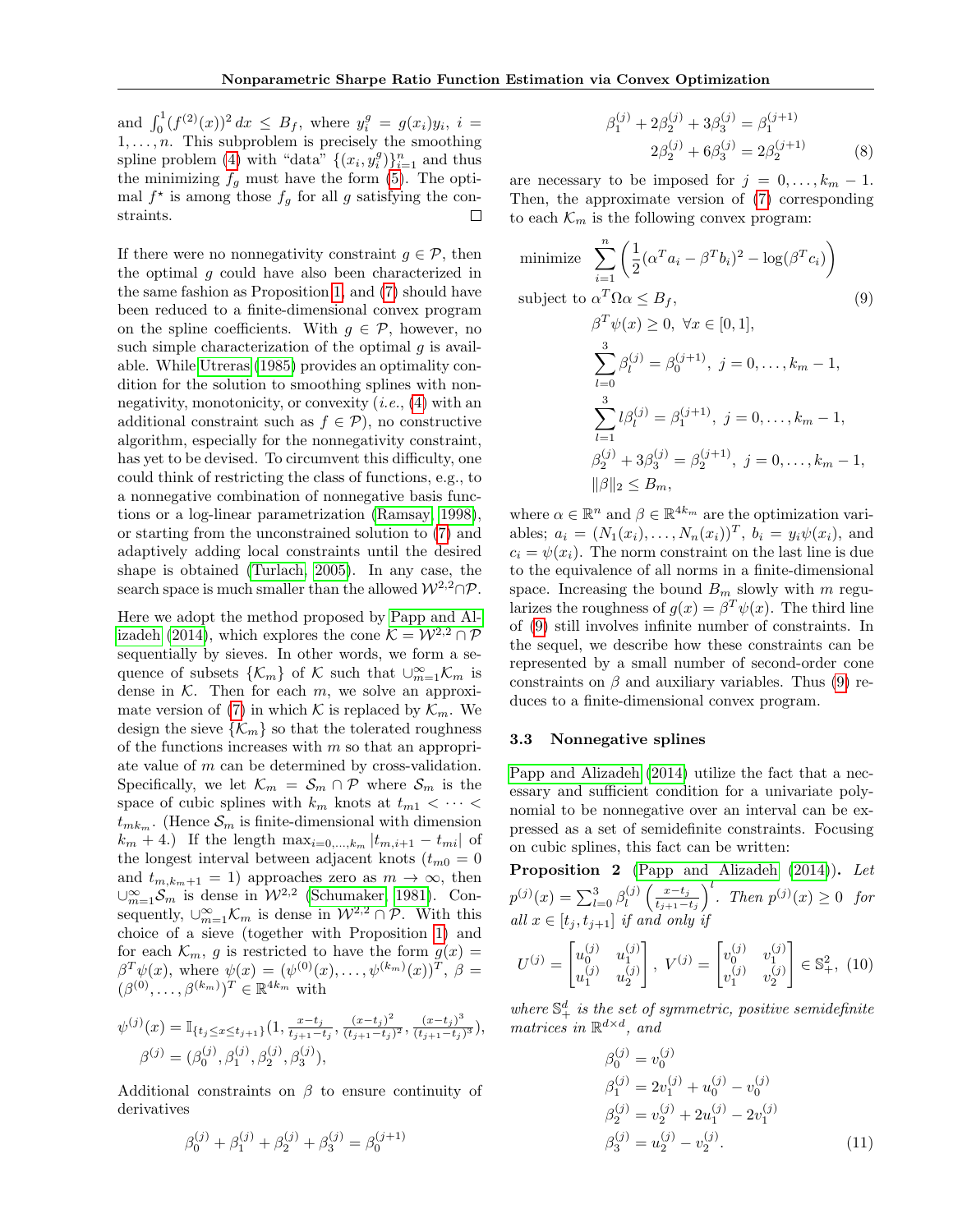and $\int_0^1 (f^{(2)}(x))^2\,dx \le B_f$, where $y_i^g = g(x_i)y_i$, $i = 1,\ldots,n$. This subproblem is precisely the smoothing spline problem (4) with "data" $\{(x_i, y_i^g)\}_{i=1}^n$ and thus the minimizing $f_g$ must have the form (5). The optimal $f^\star$ is among those $f_g$ for all $g$ satisfying the constraints. □

If there were no nonnegativity constraint $g \in \mathcal{P}$, then the optimal $g$ could have also been characterized in the same fashion as Proposition 1, and (7) should have been reduced to a finite-dimensional convex program on the spline coefficients. With $g \in \mathcal{P}$, however, no such simple characterization of the optimal $g$ is available. While Utreras (1985) provides an optimality condition for the solution to smoothing splines with nonnegativity, monotonicity, or convexity (*i.e.*, (4) with an additional constraint such as $f \in \mathcal{P}$), no constructive algorithm, especially for the nonnegativity constraint, has yet to be devised. To circumvent this difficulty, one could think of restricting the class of functions, e.g., to a nonnegative combination of nonnegative basis functions or a log-linear parametrization (Ramsay, 1998), or starting from the unconstrained solution to (7) and adaptively adding local constraints until the desired shape is obtained (Turlach, 2005). In any case, the search space is much smaller than the allowed $\mathcal{W}^{2,2}\cap\mathcal{P}$.

Here we adopt the method proposed by Papp and Alizadeh (2014), which explores the cone $\mathcal{K} = \mathcal{W}^{2,2}\cap\mathcal{P}$ sequentially by sieves. In other words, we form a sequence of subsets $\{\mathcal{K}_m\}$ of $\mathcal{K}$ such that $\cup_{m=1}^\infty \mathcal{K}_m$ is dense in $\mathcal{K}$. Then for each $m$, we solve an approximate version of (7) in which $\mathcal{K}$ is replaced by $\mathcal{K}_m$. We design the sieve $\{\mathcal{K}_m\}$ so that the tolerated roughness of the functions increases with $m$ so that an appropriate value of $m$ can be determined by cross-validation. Specifically, we let $\mathcal{K}_m = \mathcal{S}_m \cap \mathcal{P}$ where $\mathcal{S}_m$ is the space of cubic splines with $k_m$ knots at $t_{m1} < \cdots < t_{mk_m}$. (Hence $\mathcal{S}_m$ is finite-dimensional with dimension $k_m + 4$.) If the length $\max_{i=0,\ldots,k_m} |t_{m,i+1} - t_{mi}|$ of the longest interval between adjacent knots ($t_{m0} = 0$ and $t_{m,k_m+1} = 1$) approaches zero as $m \to \infty$, then $\cup_{m=1}^\infty \mathcal{S}_m$ is dense in $\mathcal{W}^{2,2}$ (Schumaker, 1981). Consequently, $\cup_{m=1}^\infty \mathcal{K}_m$ is dense in $\mathcal{W}^{2,2}\cap\mathcal{P}$. With this choice of a sieve (together with Proposition 1) and for each $\mathcal{K}_m$, $g$ is restricted to have the form $g(x) = \beta^T\psi(x)$, where $\psi(x) = (\psi^{(0)}(x),\ldots,\psi^{(k_m)}(x))^T$, $\beta = (\beta^{(0)},\ldots,\beta^{(k_m)})^T \in \mathbb{R}^{4k_m}$ with

$$
\begin{aligned}
\psi^{(j)}(x) &= \mathbb{I}_{\{t_j \le x \le t_{j+1}\}}\Big(1, \tfrac{x-t_j}{t_{j+1}-t_j}, \tfrac{(x-t_j)^2}{(t_{j+1}-t_j)^2}, \tfrac{(x-t_j)^3}{(t_{j+1}-t_j)^3}\Big),\\
\beta^{(j)} &= (\beta_0^{(j)}, \beta_1^{(j)}, \beta_2^{(j)}, \beta_3^{(j)}),
\end{aligned}
$$

Additional constraints on $\beta$ to ensure continuity of derivatives

$$
\begin{aligned}
\beta_0^{(j)} + \beta_1^{(j)} + \beta_2^{(j)} + \beta_3^{(j)} &= \beta_0^{(j+1)}\\
\beta_1^{(j)} + 2\beta_2^{(j)} + 3\beta_3^{(j)} &= \beta_1^{(j+1)}\\
2\beta_2^{(j)} + 6\beta_3^{(j)} &= 2\beta_2^{(j+1)}
\end{aligned}
\tag{8}
$$

are necessary to be imposed for $j = 0,\ldots,k_m-1$. Then, the approximate version of (7) corresponding to each $\mathcal{K}_m$ is the following convex program:

$$
\begin{aligned}
\text{minimize}\quad & \sum_{i=1}^n \left(\frac{1}{2}(\alpha^T a_i - \beta^T b_i)^2 - \log(\beta^T c_i)\right)\\
\text{subject to}\quad & \alpha^T\Omega\alpha \le B_f,\\
& \beta^T\psi(x) \ge 0,\ \forall x \in [0,1],\\
& \sum_{l=0}^3 \beta_l^{(j)} = \beta_0^{(j+1)},\ j = 0,\ldots,k_m-1,\\
& \sum_{l=1}^3 l\beta_l^{(j)} = \beta_1^{(j+1)},\ j = 0,\ldots,k_m-1,\\
& \beta_2^{(j)} + 3\beta_3^{(j)} = \beta_2^{(j+1)},\ j = 0,\ldots,k_m-1,\\
& \|\beta\|_2 \le B_m,
\end{aligned}
\tag{9}
$$

where $\alpha \in \mathbb{R}^n$ and $\beta \in \mathbb{R}^{4k_m}$ are the optimization variables; $a_i = (N_1(x_i),\ldots,N_n(x_i))^T$, $b_i = y_i\psi(x_i)$, and $c_i = \psi(x_i)$. The norm constraint on the last line is due to the equivalence of all norms in a finite-dimensional space. Increasing the bound $B_m$ slowly with $m$ regularizes the roughness of $g(x) = \beta^T\psi(x)$. The third line of (9) still involves infinite number of constraints. In the sequel, we describe how these constraints can be represented by a small number of second-order cone constraints on $\beta$ and auxiliary variables. Thus (9) reduces to a finite-dimensional convex program.

### 3.3 Nonnegative splines

Papp and Alizadeh (2014) utilize the fact that a necessary and sufficient condition for a univariate polynomial to be nonnegative over an interval can be expressed as a set of semidefinite constraints. Focusing on cubic splines, this fact can be written:

**Proposition 2** (Papp and Alizadeh (2014)). *Let $p^{(j)}(x) = \sum_{l=0}^3 \beta_l^{(j)} \left(\frac{x-t_j}{t_{j+1}-t_j}\right)^l$. Then $p^{(j)}(x) \ge 0$ for all $x \in [t_j, t_{j+1}]$ if and only if*

$$
U^{(j)} = \begin{bmatrix} u_0^{(j)} & u_1^{(j)} \\ u_1^{(j)} & u_2^{(j)} \end{bmatrix},\ V^{(j)} = \begin{bmatrix} v_0^{(j)} & v_1^{(j)} \\ v_1^{(j)} & v_2^{(j)} \end{bmatrix} \in \mathbb{S}_+^2, \tag{10}
$$

*where $\mathbb{S}_+^d$ is the set of symmetric, positive semidefinite matrices in $\mathbb{R}^{d\times d}$, and*

$$
\begin{aligned}
\beta_0^{(j)} &= v_0^{(j)}\\
\beta_1^{(j)} &= 2v_1^{(j)} + u_0^{(j)} - v_0^{(j)}\\
\beta_2^{(j)} &= v_2^{(j)} + 2u_1^{(j)} - 2v_1^{(j)}\\
\beta_3^{(j)} &= u_2^{(j)} - v_2^{(j)}.
\end{aligned}
\tag{11}
$$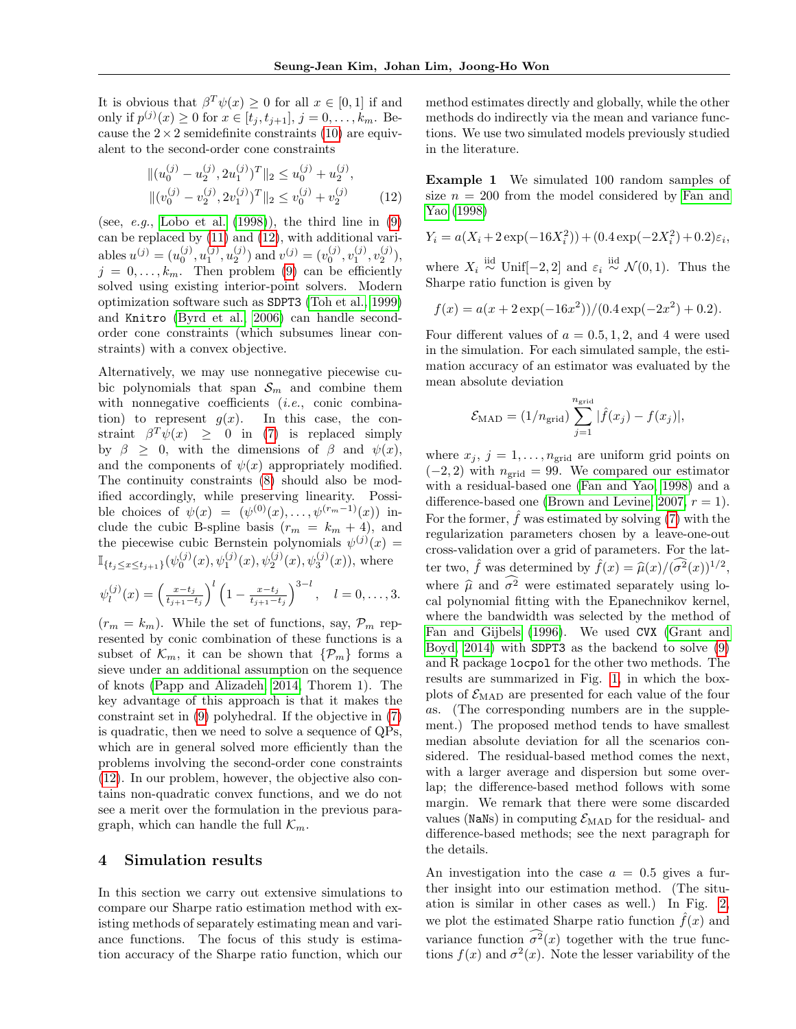It is obvious that $\beta^T\psi(x) \geq 0$ for all $x \in [0,1]$ if and only if $p^{(j)}(x) \geq 0$ for $x \in [t_j, t_{j+1}]$, $j = 0, \ldots, k_m$. Because the $2 \times 2$ semidefinite constraints (10) are equivalent to the second-order cone constraints

$$
\begin{aligned}
\|(u_0^{(j)} - u_2^{(j)}, 2u_1^{(j)})^T\|_2 &\leq u_0^{(j)} + u_2^{(j)}, \\
\|(v_0^{(j)} - v_2^{(j)}, 2v_1^{(j)})^T\|_2 &\leq v_0^{(j)} + v_2^{(j)}
\end{aligned}
\tag{12}
$$

(see, *e.g.*, Lobo et al. (1998)), the third line in (9) can be replaced by (11) and (12), with additional variables $u^{(j)} = (u_0^{(j)}, u_1^{(j)}, u_2^{(j)})$ and $v^{(j)} = (v_0^{(j)}, v_1^{(j)}, v_2^{(j)})$, $j = 0, \ldots, k_m$. Then problem (9) can be efficiently solved using existing interior-point solvers. Modern optimization software such as SDPT3 (Toh et al., 1999) and Knitro (Byrd et al., 2006) can handle second-order cone constraints (which subsumes linear constraints) with a convex objective.

Alternatively, we may use nonnegative piecewise cubic polynomials that span $\mathcal{S}_m$ and combine them with nonnegative coefficients (*i.e.*, conic combination) to represent $g(x)$. In this case, the constraint $\beta^T\psi(x) \geq 0$ in (7) is replaced simply by $\beta \geq 0$, with the dimensions of $\beta$ and $\psi(x)$, and the components of $\psi(x)$ appropriately modified. The continuity constraints (8) should also be modified accordingly, while preserving linearity. Possible choices of $\psi(x) = (\psi^{(0)}(x), \ldots, \psi^{(r_m-1)}(x))$ include the cubic B-spline basis ($r_m = k_m + 4$), and the piecewise cubic Bernstein polynomials $\psi^{(j)}(x) = \mathbb{I}_{\{t_j \leq x \leq t_{j+1}\}}(\psi_0^{(j)}(x), \psi_1^{(j)}(x), \psi_2^{(j)}(x), \psi_3^{(j)}(x))$, where

$$
\psi_l^{(j)}(x) = \left(\frac{x - t_j}{t_{j+1} - t_j}\right)^l \left(1 - \frac{x - t_j}{t_{j+1} - t_j}\right)^{3-l}, \quad l = 0, \ldots, 3.
$$

($r_m = k_m$). While the set of functions, say, $\mathcal{P}_m$ represented by conic combination of these functions is a subset of $\mathcal{K}_m$, it can be shown that $\{\mathcal{P}_m\}$ forms a sieve under an additional assumption on the sequence of knots (Papp and Alizadeh, 2014, Thorem 1). The key advantage of this approach is that it makes the constraint set in (9) polyhedral. If the objective in (7) is quadratic, then we need to solve a sequence of QPs, which are in general solved more efficiently than the problems involving the second-order cone constraints (12). In our problem, however, the objective also contains non-quadratic convex functions, and we do not see a merit over the formulation in the previous paragraph, which can handle the full $\mathcal{K}_m$.

## 4 Simulation results

In this section we carry out extensive simulations to compare our Sharpe ratio estimation method with existing methods of separately estimating mean and variance functions. The focus of this study is estimation accuracy of the Sharpe ratio function, which our method estimates directly and globally, while the other methods do indirectly via the mean and variance functions. We use two simulated models previously studied in the literature.

**Example 1** We simulated 100 random samples of size $n = 200$ from the model considered by Fan and Yao (1998)

$$
Y_i = a(X_i + 2\exp(-16X_i^2)) + (0.4\exp(-2X_i^2) + 0.2)\varepsilon_i,
$$

where $X_i \overset{\text{iid}}{\sim} \text{Unif}[-2, 2]$ and $\varepsilon_i \overset{\text{iid}}{\sim} \mathcal{N}(0, 1)$. Thus the Sharpe ratio function is given by

$$
f(x) = a(x + 2\exp(-16x^2))/(0.4\exp(-2x^2) + 0.2).
$$

Four different values of $a = 0.5, 1, 2$, and $4$ were used in the simulation. For each simulated sample, the estimation accuracy of an estimator was evaluated by the mean absolute deviation

$$
\mathcal{E}_{\text{MAD}} = (1/n_{\text{grid}}) \sum_{j=1}^{n_{\text{grid}}} |\hat{f}(x_j) - f(x_j)|,
$$

where $x_j$, $j = 1, \ldots, n_{\text{grid}}$ are uniform grid points on $(-2, 2)$ with $n_{\text{grid}} = 99$. We compared our estimator with a residual-based one (Fan and Yao, 1998) and a difference-based one (Brown and Levine, 2007, $r = 1$). For the former, $\hat{f}$ was estimated by solving (7) with the regularization parameters chosen by a leave-one-out cross-validation over a grid of parameters. For the latter two, $\hat{f}$ was determined by $\hat{f}(x) = \hat{\mu}(x)/(\widehat{\sigma^2}(x))^{1/2}$, where $\hat{\mu}$ and $\widehat{\sigma^2}$ were estimated separately using local polynomial fitting with the Epanechnikov kernel, where the bandwidth was selected by the method of Fan and Gijbels (1996). We used CVX (Grant and Boyd, 2014) with SDPT3 as the backend to solve (9) and R package locpol for the other two methods. The results are summarized in Fig. 1, in which the boxplots of $\mathcal{E}_{\text{MAD}}$ are presented for each value of the four $a$s. (The corresponding numbers are in the supplement.) The proposed method tends to have smallest median absolute deviation for all the scenarios considered. The residual-based method comes the next, with a larger average and dispersion but some overlap; the difference-based method follows with some margin. We remark that there were some discarded values (NaNs) in computing $\mathcal{E}_{\text{MAD}}$ for the residual- and difference-based methods; see the next paragraph for the details.

An investigation into the case $a = 0.5$ gives a further insight into our estimation method. (The situation is similar in other cases as well.) In Fig. 2, we plot the estimated Sharpe ratio function $\hat{f}(x)$ and variance function $\widehat{\sigma^2}(x)$ together with the true functions $f(x)$ and $\sigma^2(x)$. Note the lesser variability of the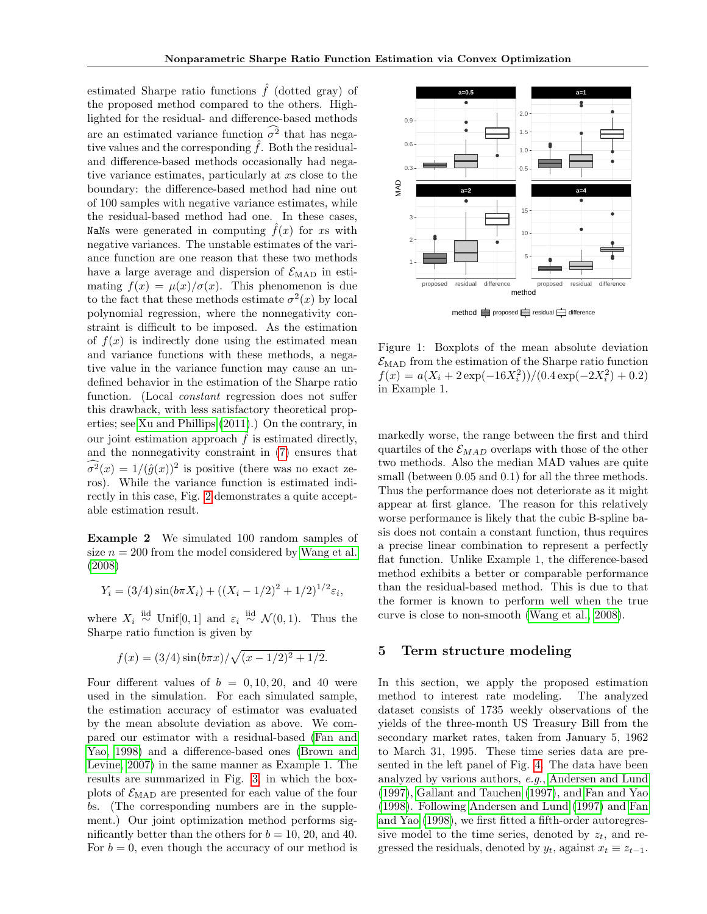estimated Sharpe ratio functions $\hat{f}$ (dotted gray) of the proposed method compared to the others. Highlighted for the residual- and difference-based methods are an estimated variance function $\widehat{\sigma^2}$ that has negative values and the corresponding $\hat{f}$. Both the residual- and difference-based methods occasionally had negative variance estimates, particularly at $x$s close to the boundary: the difference-based method had nine out of 100 samples with negative variance estimates, while the residual-based method had one. In these cases, `NaN`s were generated in computing $\hat{f}(x)$ for $x$s with negative variances. The unstable estimates of the variance function are one reason that these two methods have a large average and dispersion of $\mathcal{E}_{\text{MAD}}$ in estimating $f(x) = \mu(x)/\sigma(x)$. This phenomenon is due to the fact that these methods estimate $\sigma^2(x)$ by local polynomial regression, where the nonnegativity constraint is difficult to be imposed. As the estimation of $f(x)$ is indirectly done using the estimated mean and variance functions with these methods, a negative value in the variance function may cause an undefined behavior in the estimation of the Sharpe ratio function. (Local *constant* regression does not suffer this drawback, with less satisfactory theoretical properties; see Xu and Phillips (2011).) On the contrary, in our joint estimation approach $f$ is estimated directly, and the nonnegativity constraint in (7) ensures that $\widehat{\sigma^2}(x) = 1/(\hat{g}(x))^2$ is positive (there was no exact zeros). While the variance function is estimated indirectly in this case, Fig. 2 demonstrates a quite acceptable estimation result.

**Example 2** We simulated 100 random samples of size $n = 200$ from the model considered by Wang et al. (2008)

$$Y_i = (3/4)\sin(b\pi X_i) + ((X_i - 1/2)^2 + 1/2)^{1/2}\varepsilon_i,$$

where $X_i \overset{\text{iid}}{\sim} \text{Unif}[0, 1]$ and $\varepsilon_i \overset{\text{iid}}{\sim} \mathcal{N}(0, 1)$. Thus the Sharpe ratio function is given by

$$f(x) = (3/4)\sin(b\pi x)/\sqrt{(x - 1/2)^2 + 1/2}.$$

Four different values of $b = 0, 10, 20,$ and $40$ were used in the simulation. For each simulated sample, the estimation accuracy of estimator was evaluated by the mean absolute deviation as above. We compared our estimator with a residual-based (Fan and Yao, 1998) and a difference-based ones (Brown and Levine, 2007) in the same manner as Example 1. The results are summarized in Fig. 3, in which the boxplots of $\mathcal{E}_{\text{MAD}}$ are presented for each value of the four $b$s. (The corresponding numbers are in the supplement.) Our joint optimization method performs significantly better than the others for $b = 10$, $20$, and $40$. For $b = 0$, even though the accuracy of our method is markedly worse, the range between the first and third quartiles of the $\mathcal{E}_{MAD}$ overlaps with those of the other two methods. Also the median MAD values are quite small (between 0.05 and 0.1) for all the three methods. Thus the performance does not deteriorate as it might appear at first glance. The reason for this relatively worse performance is likely that the cubic B-spline basis does not contain a constant function, thus requires a precise linear combination to represent a perfectly flat function. Unlike Example 1, the difference-based method exhibits a better or comparable performance than the residual-based method. This is due to that the former is known to perform well when the true curve is close to non-smooth (Wang et al., 2008).

Figure 1: Boxplots of the mean absolute deviation $\mathcal{E}_{\text{MAD}}$ from the estimation of the Sharpe ratio function $f(x) = a(X_i + 2\exp(-16X_i^2))/(0.4\exp(-2X_i^2) + 0.2)$ in Example 1.

## 5 Term structure modeling

In this section, we apply the proposed estimation method to interest rate modeling. The analyzed dataset consists of 1735 weekly observations of the yields of the three-month US Treasury Bill from the secondary market rates, taken from January 5, 1962 to March 31, 1995. These time series data are presented in the left panel of Fig. 4. The data have been analyzed by various authors, *e.g.*, Andersen and Lund (1997), Gallant and Tauchen (1997), and Fan and Yao (1998). Following Andersen and Lund (1997) and Fan and Yao (1998), we first fitted a fifth-order autoregressive model to the time series, denoted by $z_t$, and regressed the residuals, denoted by $y_t$, against $x_t \equiv z_{t-1}$.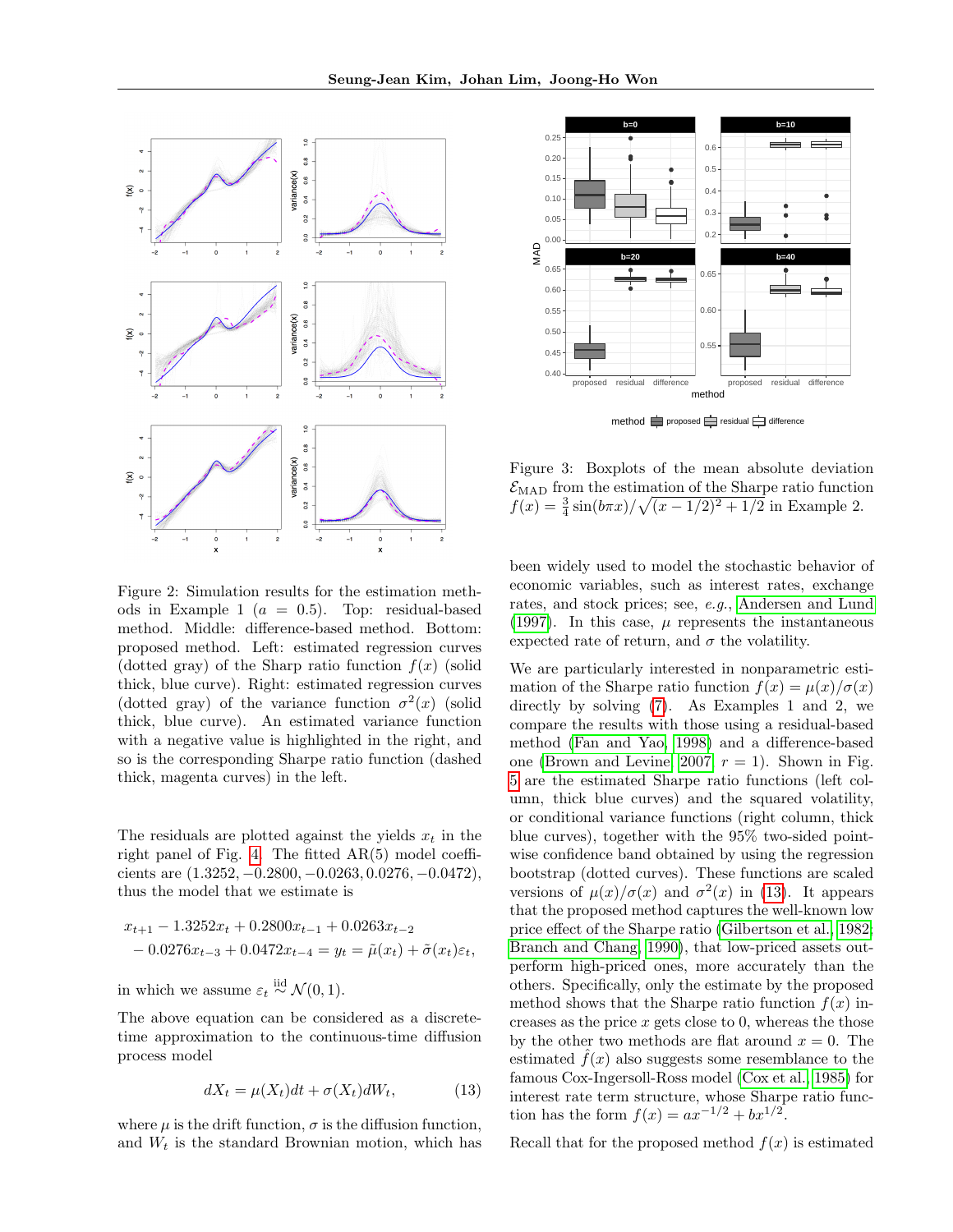Figure 2: Simulation results for the estimation methods in Example 1 ($a = 0.5$). Top: residual-based method. Middle: difference-based method. Bottom: proposed method. Left: estimated regression curves (dotted gray) of the Sharp ratio function $f(x)$ (solid thick, blue curve). Right: estimated regression curves (dotted gray) of the variance function $\sigma^2(x)$ (solid thick, blue curve). An estimated variance function with a negative value is highlighted in the right, and so is the corresponding Sharpe ratio function (dashed thick, magenta curves) in the left.

Figure 3: Boxplots of the mean absolute deviation $\mathcal{E}_{\mathrm{MAD}}$ from the estimation of the Sharpe ratio function $f(x) = \frac{3}{4}\sin(b\pi x)/\sqrt{(x-1/2)^2+1/2}$ in Example 2.

The residuals are plotted against the yields $x_t$ in the right panel of Fig. 4. The fitted AR(5) model coefficients are $(1.3252, -0.2800, -0.0263, 0.0276, -0.0472)$, thus the model that we estimate is

$$
\begin{aligned}
&x_{t+1} - 1.3252x_t + 0.2800x_{t-1} + 0.0263x_{t-2} \\
&\quad - 0.0276x_{t-3} + 0.0472x_{t-4} = y_t = \tilde{\mu}(x_t) + \tilde{\sigma}(x_t)\varepsilon_t,
\end{aligned}
$$

in which we assume $\varepsilon_t \overset{\text{iid}}{\sim} \mathcal{N}(0,1)$.

The above equation can be considered as a discrete-time approximation to the continuous-time diffusion process model

$$
dX_t = \mu(X_t)dt + \sigma(X_t)dW_t, \tag{13}
$$

where $\mu$ is the drift function, $\sigma$ is the diffusion function, and $W_t$ is the standard Brownian motion, which has been widely used to model the stochastic behavior of economic variables, such as interest rates, exchange rates, and stock prices; see, *e.g.*, Andersen and Lund (1997). In this case, $\mu$ represents the instantaneous expected rate of return, and $\sigma$ the volatility.

We are particularly interested in nonparametric estimation of the Sharpe ratio function $f(x) = \mu(x)/\sigma(x)$ directly by solving (7). As Examples 1 and 2, we compare the results with those using a residual-based method (Fan and Yao, 1998) and a difference-based one (Brown and Levine, 2007, $r = 1$). Shown in Fig. 5 are the estimated Sharpe ratio functions (left column, thick blue curves) and the squared volatility, or conditional variance functions (right column, thick blue curves), together with the 95% two-sided pointwise confidence band obtained by using the regression bootstrap (dotted curves). These functions are scaled versions of $\mu(x)/\sigma(x)$ and $\sigma^2(x)$ in (13). It appears that the proposed method captures the well-known low price effect of the Sharpe ratio (Gilbertson et al., 1982; Branch and Chang, 1990), that low-priced assets outperform high-priced ones, more accurately than the others. Specifically, only the estimate by the proposed method shows that the Sharpe ratio function $f(x)$ increases as the price $x$ gets close to 0, whereas the those by the other two methods are flat around $x = 0$. The estimated $\hat{f}(x)$ also suggests some resemblance to the famous Cox-Ingersoll-Ross model (Cox et al., 1985) for interest rate term structure, whose Sharpe ratio function has the form $f(x) = ax^{-1/2} + bx^{1/2}$.

Recall that for the proposed method $f(x)$ is estimated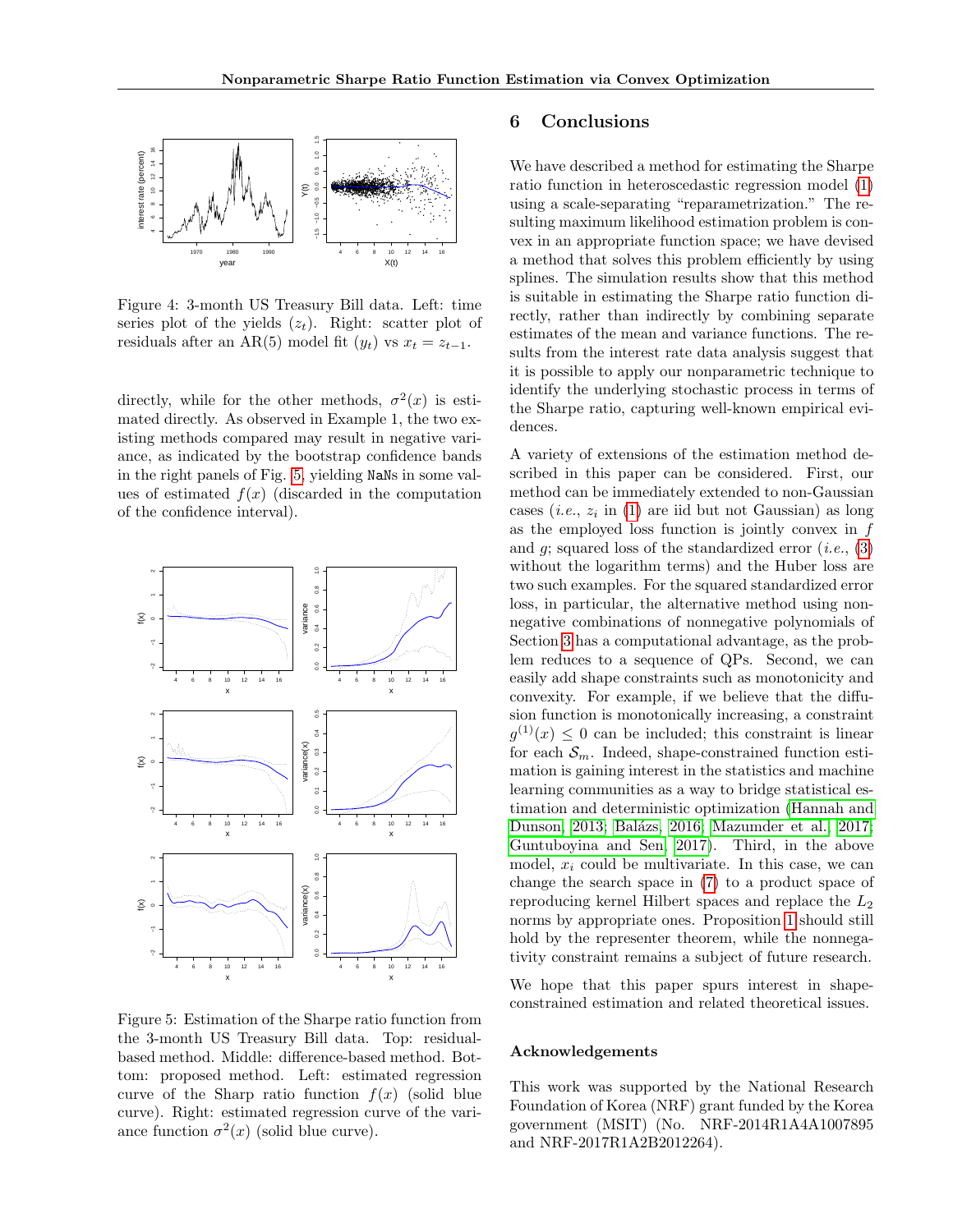Figure 4: 3-month US Treasury Bill data. Left: time series plot of the yields ($z_t$). Right: scatter plot of residuals after an AR(5) model fit ($y_t$) vs $x_t = z_{t-1}$.

directly, while for the other methods, $\sigma^2(x)$ is estimated directly. As observed in Example 1, the two existing methods compared may result in negative variance, as indicated by the bootstrap confidence bands in the right panels of Fig. 5, yielding NaNs in some values of estimated $f(x)$ (discarded in the computation of the confidence interval).

Figure 5: Estimation of the Sharpe ratio function from the 3-month US Treasury Bill data. Top: residual-based method. Middle: difference-based method. Bottom: proposed method. Left: estimated regression curve of the Sharp ratio function $f(x)$ (solid blue curve). Right: estimated regression curve of the variance function $\sigma^2(x)$ (solid blue curve).

## 6 Conclusions

We have described a method for estimating the Sharpe ratio function in heteroscedastic regression model (1) using a scale-separating "reparametrization." The resulting maximum likelihood estimation problem is convex in an appropriate function space; we have devised a method that solves this problem efficiently by using splines. The simulation results show that this method is suitable in estimating the Sharpe ratio function directly, rather than indirectly by combining separate estimates of the mean and variance functions. The results from the interest rate data analysis suggest that it is possible to apply our nonparametric technique to identify the underlying stochastic process in terms of the Sharpe ratio, capturing well-known empirical evidences.

A variety of extensions of the estimation method described in this paper can be considered. First, our method can be immediately extended to non-Gaussian cases (*i.e.*, $z_i$ in (1) are iid but not Gaussian) as long as the employed loss function is jointly convex in $f$ and $g$; squared loss of the standardized error (*i.e.*, (3) without the logarithm terms) and the Huber loss are two such examples. For the squared standardized error loss, in particular, the alternative method using nonnegative combinations of nonnegative polynomials of Section 3 has a computational advantage, as the problem reduces to a sequence of QPs. Second, we can easily add shape constraints such as monotonicity and convexity. For example, if we believe that the diffusion function is monotonically increasing, a constraint $g^{(1)}(x) \leq 0$ can be included; this constraint is linear for each $\mathcal{S}_m$. Indeed, shape-constrained function estimation is gaining interest in the statistics and machine learning communities as a way to bridge statistical estimation and deterministic optimization (Hannah and Dunson, 2013; Balázs, 2016; Mazumder et al., 2017; Guntuboyina and Sen, 2017). Third, in the above model, $x_i$ could be multivariate. In this case, we can change the search space in (7) to a product space of reproducing kernel Hilbert spaces and replace the $L_2$ norms by appropriate ones. Proposition 1 should still hold by the representer theorem, while the nonnegativity constraint remains a subject of future research.

We hope that this paper spurs interest in shape-constrained estimation and related theoretical issues.

### Acknowledgements

This work was supported by the National Research Foundation of Korea (NRF) grant funded by the Korea government (MSIT) (No. NRF-2014R1A4A1007895 and NRF-2017R1A2B2012264).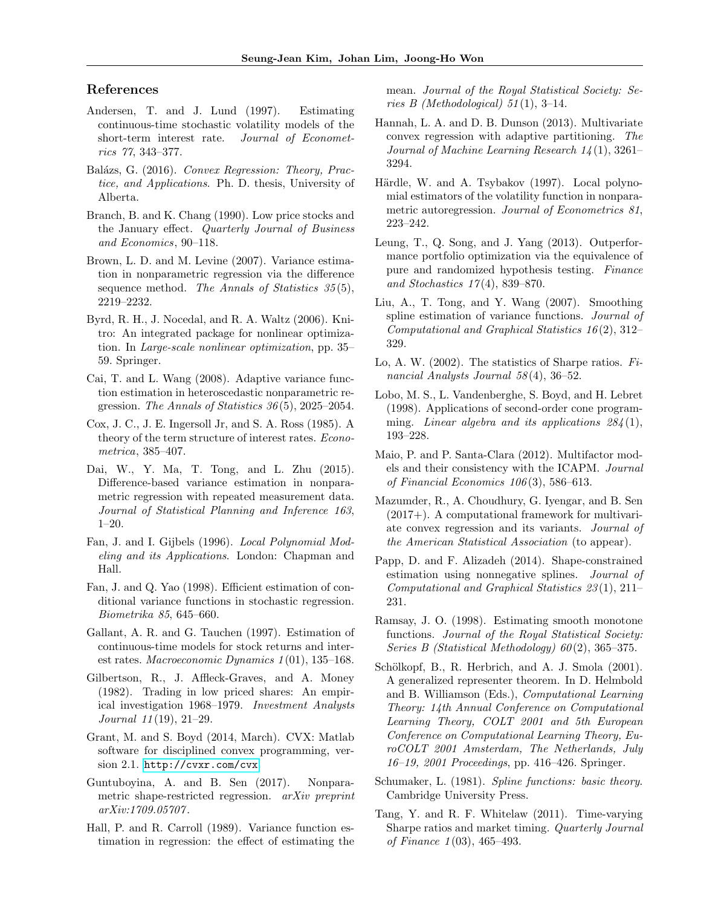## References

Andersen, T. and J. Lund (1997). Estimating continuous-time stochastic volatility models of the short-term interest rate. *Journal of Econometrics 77*, 343–377.

Balázs, G. (2016). *Convex Regression: Theory, Practice, and Applications*. Ph. D. thesis, University of Alberta.

Branch, B. and K. Chang (1990). Low price stocks and the January effect. *Quarterly Journal of Business and Economics*, 90–118.

Brown, L. D. and M. Levine (2007). Variance estimation in nonparametric regression via the difference sequence method. *The Annals of Statistics 35*(5), 2219–2232.

Byrd, R. H., J. Nocedal, and R. A. Waltz (2006). Knitro: An integrated package for nonlinear optimization. In *Large-scale nonlinear optimization*, pp. 35–59. Springer.

Cai, T. and L. Wang (2008). Adaptive variance function estimation in heteroscedastic nonparametric regression. *The Annals of Statistics 36*(5), 2025–2054.

Cox, J. C., J. E. Ingersoll Jr, and S. A. Ross (1985). A theory of the term structure of interest rates. *Econometrica*, 385–407.

Dai, W., Y. Ma, T. Tong, and L. Zhu (2015). Difference-based variance estimation in nonparametric regression with repeated measurement data. *Journal of Statistical Planning and Inference 163*, 1–20.

Fan, J. and I. Gijbels (1996). *Local Polynomial Modeling and its Applications*. London: Chapman and Hall.

Fan, J. and Q. Yao (1998). Efficient estimation of conditional variance functions in stochastic regression. *Biometrika 85*, 645–660.

Gallant, A. R. and G. Tauchen (1997). Estimation of continuous-time models for stock returns and interest rates. *Macroeconomic Dynamics 1*(01), 135–168.

Gilbertson, R., J. Affleck-Graves, and A. Money (1982). Trading in low priced shares: An empirical investigation 1968–1979. *Investment Analysts Journal 11*(19), 21–29.

Grant, M. and S. Boyd (2014, March). CVX: Matlab software for disciplined convex programming, version 2.1. http://cvxr.com/cvx.

Guntuboyina, A. and B. Sen (2017). Nonparametric shape-restricted regression. *arXiv preprint arXiv:1709.05707*.

Hall, P. and R. Carroll (1989). Variance function estimation in regression: the effect of estimating the mean. *Journal of the Royal Statistical Society: Series B (Methodological) 51*(1), 3–14.

Hannah, L. A. and D. B. Dunson (2013). Multivariate convex regression with adaptive partitioning. *The Journal of Machine Learning Research 14*(1), 3261–3294.

Härdle, W. and A. Tsybakov (1997). Local polynomial estimators of the volatility function in nonparametric autoregression. *Journal of Econometrics 81*, 223–242.

Leung, T., Q. Song, and J. Yang (2013). Outperformance portfolio optimization via the equivalence of pure and randomized hypothesis testing. *Finance and Stochastics 17*(4), 839–870.

Liu, A., T. Tong, and Y. Wang (2007). Smoothing spline estimation of variance functions. *Journal of Computational and Graphical Statistics 16*(2), 312–329.

Lo, A. W. (2002). The statistics of Sharpe ratios. *Financial Analysts Journal 58*(4), 36–52.

Lobo, M. S., L. Vandenberghe, S. Boyd, and H. Lebret (1998). Applications of second-order cone programming. *Linear algebra and its applications 284*(1), 193–228.

Maio, P. and P. Santa-Clara (2012). Multifactor models and their consistency with the ICAPM. *Journal of Financial Economics 106*(3), 586–613.

Mazumder, R., A. Choudhury, G. Iyengar, and B. Sen (2017+). A computational framework for multivariate convex regression and its variants. *Journal of the American Statistical Association* (to appear).

Papp, D. and F. Alizadeh (2014). Shape-constrained estimation using nonnegative splines. *Journal of Computational and Graphical Statistics 23*(1), 211–231.

Ramsay, J. O. (1998). Estimating smooth monotone functions. *Journal of the Royal Statistical Society: Series B (Statistical Methodology) 60*(2), 365–375.

Schölkopf, B., R. Herbrich, and A. J. Smola (2001). A generalized representer theorem. In D. Helmbold and B. Williamson (Eds.), *Computational Learning Theory: 14th Annual Conference on Computational Learning Theory, COLT 2001 and 5th European Conference on Computational Learning Theory, EuroCOLT 2001 Amsterdam, The Netherlands, July 16–19, 2001 Proceedings*, pp. 416–426. Springer.

Schumaker, L. (1981). *Spline functions: basic theory*. Cambridge University Press.

Tang, Y. and R. F. Whitelaw (2011). Time-varying Sharpe ratios and market timing. *Quarterly Journal of Finance 1*(03), 465–493.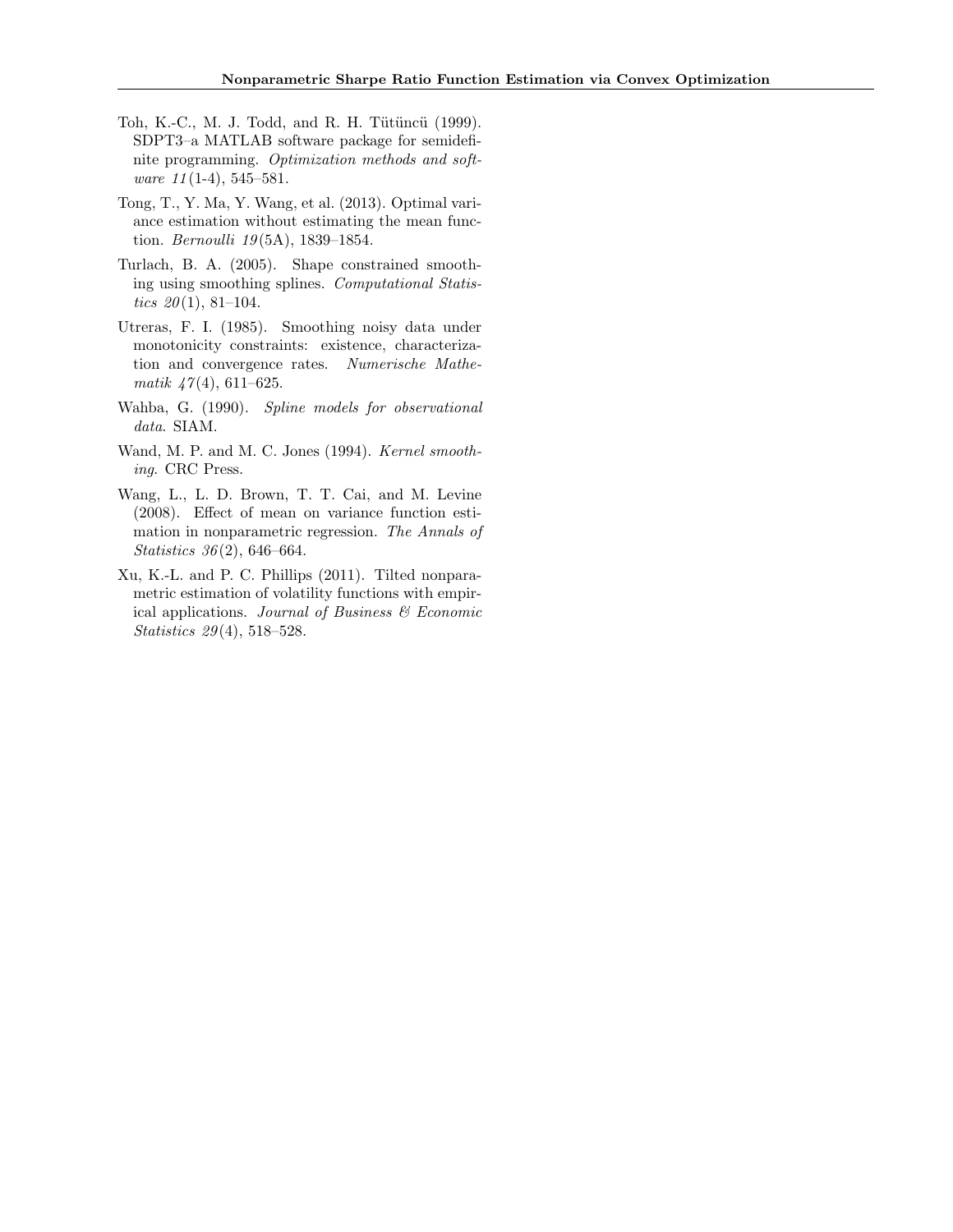Toh, K.-C., M. J. Todd, and R. H. Tütüncü (1999). SDPT3–a MATLAB software package for semidefinite programming. *Optimization methods and software 11*(1-4), 545–581.

Tong, T., Y. Ma, Y. Wang, et al. (2013). Optimal variance estimation without estimating the mean function. *Bernoulli 19*(5A), 1839–1854.

Turlach, B. A. (2005). Shape constrained smoothing using smoothing splines. *Computational Statistics 20*(1), 81–104.

Utreras, F. I. (1985). Smoothing noisy data under monotonicity constraints: existence, characterization and convergence rates. *Numerische Mathematik 47*(4), 611–625.

Wahba, G. (1990). *Spline models for observational data*. SIAM.

Wand, M. P. and M. C. Jones (1994). *Kernel smoothing*. CRC Press.

Wang, L., L. D. Brown, T. T. Cai, and M. Levine (2008). Effect of mean on variance function estimation in nonparametric regression. *The Annals of Statistics 36*(2), 646–664.

Xu, K.-L. and P. C. Phillips (2011). Tilted nonparametric estimation of volatility functions with empirical applications. *Journal of Business & Economic Statistics 29*(4), 518–528.